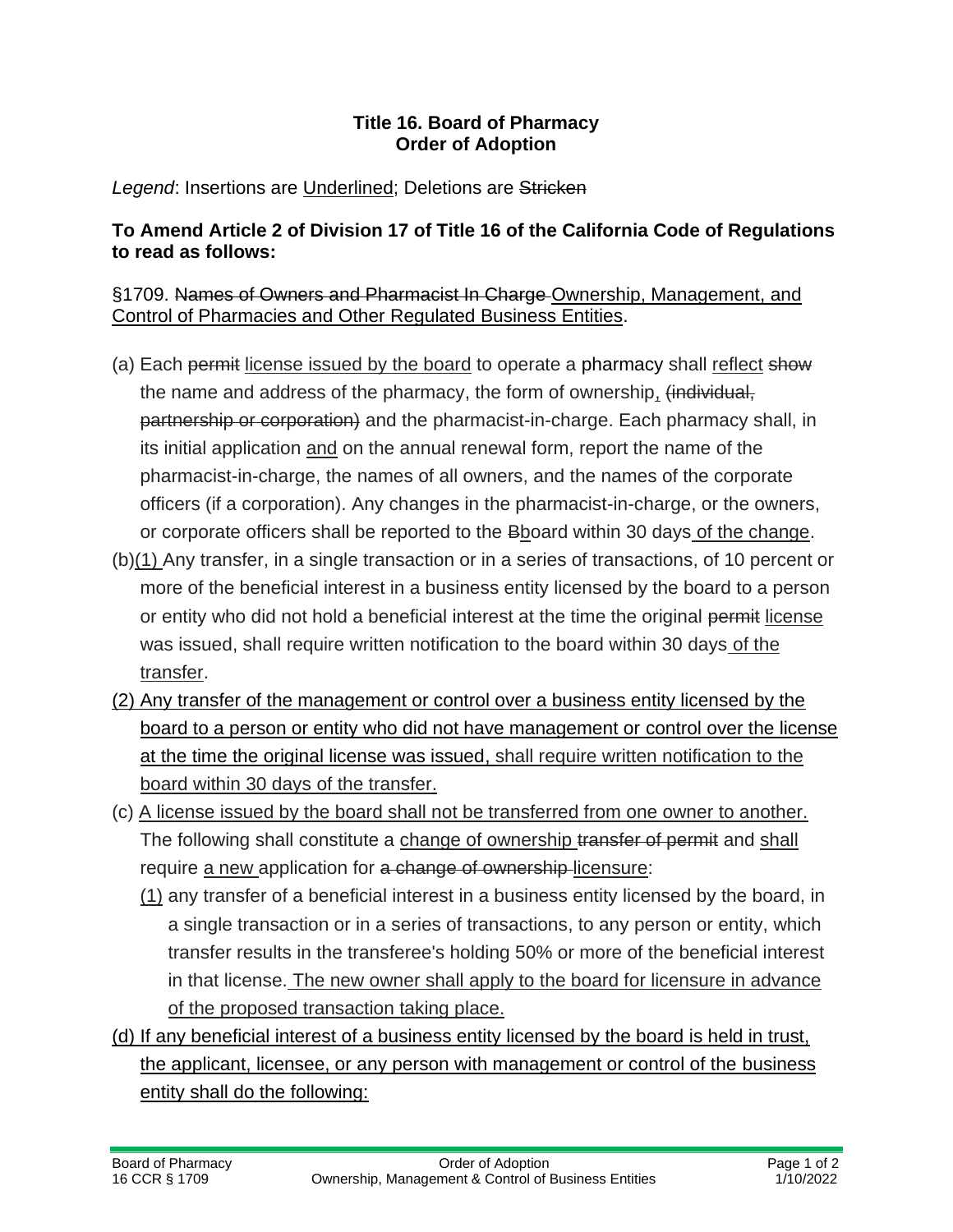**Title 16. Board of Pharmacy**
**Order of Adoption**

*Legend*: Insertions are <u>Underlined</u>; Deletions are ~~Stricken~~

**To Amend Article 2 of Division 17 of Title 16 of the California Code of Regulations to read as follows:**

§1709. ~~Names of Owners and Pharmacist In Charge~~ <u>Ownership, Management, and Control of Pharmacies and Other Regulated Business Entities</u>.

(a) Each ~~permit~~ <u>license issued by the board</u> to operate a pharmacy shall <u>reflect</u> ~~show~~ the name and address of the pharmacy, the form of ownership<u>,</u> ~~(individual, partnership or corporation)~~ and the pharmacist-in-charge. Each pharmacy shall, in its initial application <u>and</u> on the annual renewal form, report the name of the pharmacist-in-charge, the names of all owners, and the names of the corporate officers (if a corporation). Any changes in the pharmacist-in-charge, or the owners, or corporate officers shall be reported to the ~~B~~<u>b</u>oard within 30 days<u> of the change</u>.

(b)<u>(1)</u> Any transfer, in a single transaction or in a series of transactions, of 10 percent or more of the beneficial interest in a business entity licensed by the board to a person or entity who did not hold a beneficial interest at the time the original ~~permit~~ <u>license</u> was issued, shall require written notification to the board within 30 days<u> of the transfer</u>.

<u>(2) Any transfer of the management or control over a business entity licensed by the board to a person or entity who did not have management or control over the license at the time the original license was issued, shall require written notification to the board within 30 days of the transfer.</u>

(c) <u>A license issued by the board shall not be transferred from one owner to another.</u> The following shall constitute a <u>change of ownership</u> ~~transfer of permit~~ and <u>shall</u> require <u>a new</u> application for ~~a change of ownership~~ <u>licensure</u>:

<u>(1)</u> any transfer of a beneficial interest in a business entity licensed by the board, in a single transaction or in a series of transactions, to any person or entity, which transfer results in the transferee's holding 50% or more of the beneficial interest in that license.<u> The new owner shall apply to the board for licensure in advance of the proposed transaction taking place.</u>

<u>(d) If any beneficial interest of a business entity licensed by the board is held in trust, the applicant, licensee, or any person with management or control of the business entity shall do the following:</u>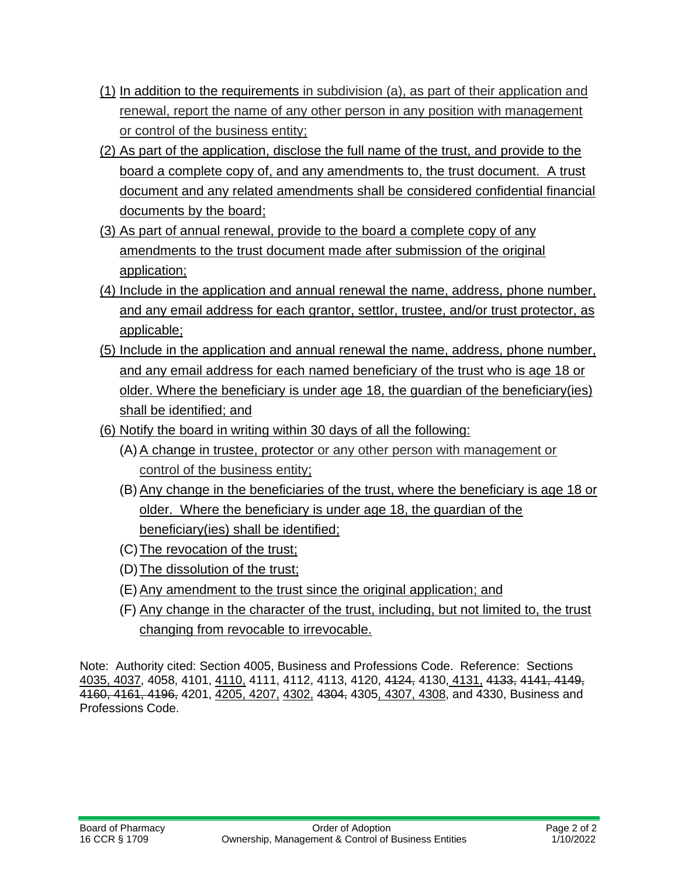(1) In addition to the requirements in subdivision (a), as part of their application and renewal, report the name of any other person in any position with management or control of the business entity;

(2) As part of the application, disclose the full name of the trust, and provide to the board a complete copy of, and any amendments to, the trust document. A trust document and any related amendments shall be considered confidential financial documents by the board;

(3) As part of annual renewal, provide to the board a complete copy of any amendments to the trust document made after submission of the original application;

(4) Include in the application and annual renewal the name, address, phone number, and any email address for each grantor, settlor, trustee, and/or trust protector, as applicable;

(5) Include in the application and annual renewal the name, address, phone number, and any email address for each named beneficiary of the trust who is age 18 or older. Where the beneficiary is under age 18, the guardian of the beneficiary(ies) shall be identified; and

(6) Notify the board in writing within 30 days of all the following:

(A) A change in trustee, protector or any other person with management or control of the business entity;

(B) Any change in the beneficiaries of the trust, where the beneficiary is age 18 or older. Where the beneficiary is under age 18, the guardian of the beneficiary(ies) shall be identified;

(C) The revocation of the trust;

(D) The dissolution of the trust;

(E) Any amendment to the trust since the original application; and

(F) Any change in the character of the trust, including, but not limited to, the trust changing from revocable to irrevocable.

Note: Authority cited: Section 4005, Business and Professions Code. Reference: Sections 4035, 4037, 4058, 4101, 4110, 4111, 4112, 4113, 4120, ~~4124,~~ 4130, 4131, ~~4133,~~ ~~4141, 4149, 4160, 4161, 4196,~~ 4201, 4205, 4207, 4302, ~~4304,~~ 4305, 4307, 4308, and 4330, Business and Professions Code.